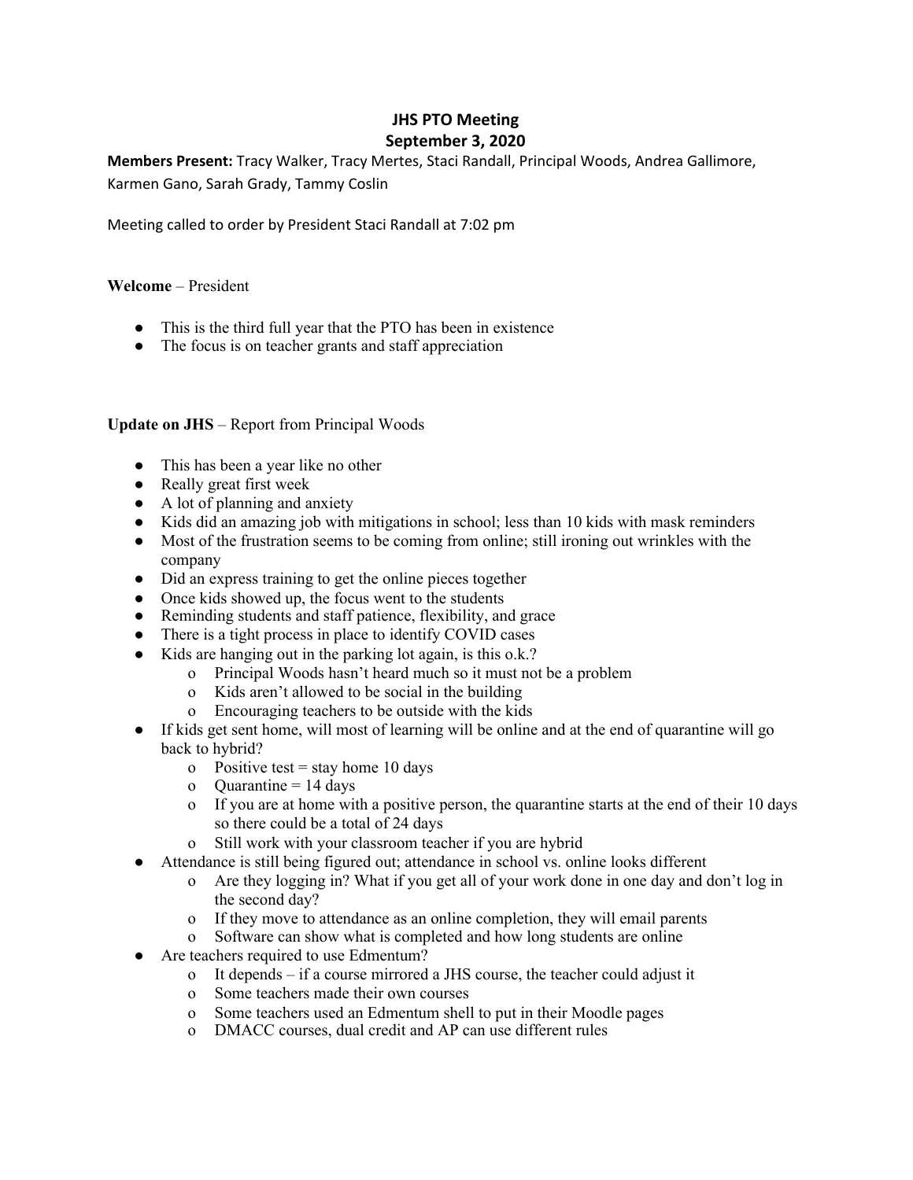# JHS PTO Meeting
## September 3, 2020

**Members Present:** Tracy Walker, Tracy Mertes, Staci Randall, Principal Woods, Andrea Gallimore, Karmen Gano, Sarah Grady, Tammy Coslin

Meeting called to order by President Staci Randall at 7:02 pm

**Welcome** – President

- This is the third full year that the PTO has been in existence
- The focus is on teacher grants and staff appreciation

**Update on JHS** – Report from Principal Woods

- This has been a year like no other
- Really great first week
- A lot of planning and anxiety
- Kids did an amazing job with mitigations in school; less than 10 kids with mask reminders
- Most of the frustration seems to be coming from online; still ironing out wrinkles with the company
- Did an express training to get the online pieces together
- Once kids showed up, the focus went to the students
- Reminding students and staff patience, flexibility, and grace
- There is a tight process in place to identify COVID cases
- Kids are hanging out in the parking lot again, is this o.k.?
    - Principal Woods hasn't heard much so it must not be a problem
    - Kids aren't allowed to be social in the building
    - Encouraging teachers to be outside with the kids
- If kids get sent home, will most of learning will be online and at the end of quarantine will go back to hybrid?
    - Positive test = stay home 10 days
    - Quarantine = 14 days
    - If you are at home with a positive person, the quarantine starts at the end of their 10 days so there could be a total of 24 days
    - Still work with your classroom teacher if you are hybrid
- Attendance is still being figured out; attendance in school vs. online looks different
    - Are they logging in? What if you get all of your work done in one day and don't log in the second day?
    - If they move to attendance as an online completion, they will email parents
    - Software can show what is completed and how long students are online
- Are teachers required to use Edmentum?
    - It depends – if a course mirrored a JHS course, the teacher could adjust it
    - Some teachers made their own courses
    - Some teachers used an Edmentum shell to put in their Moodle pages
    - DMACC courses, dual credit and AP can use different rules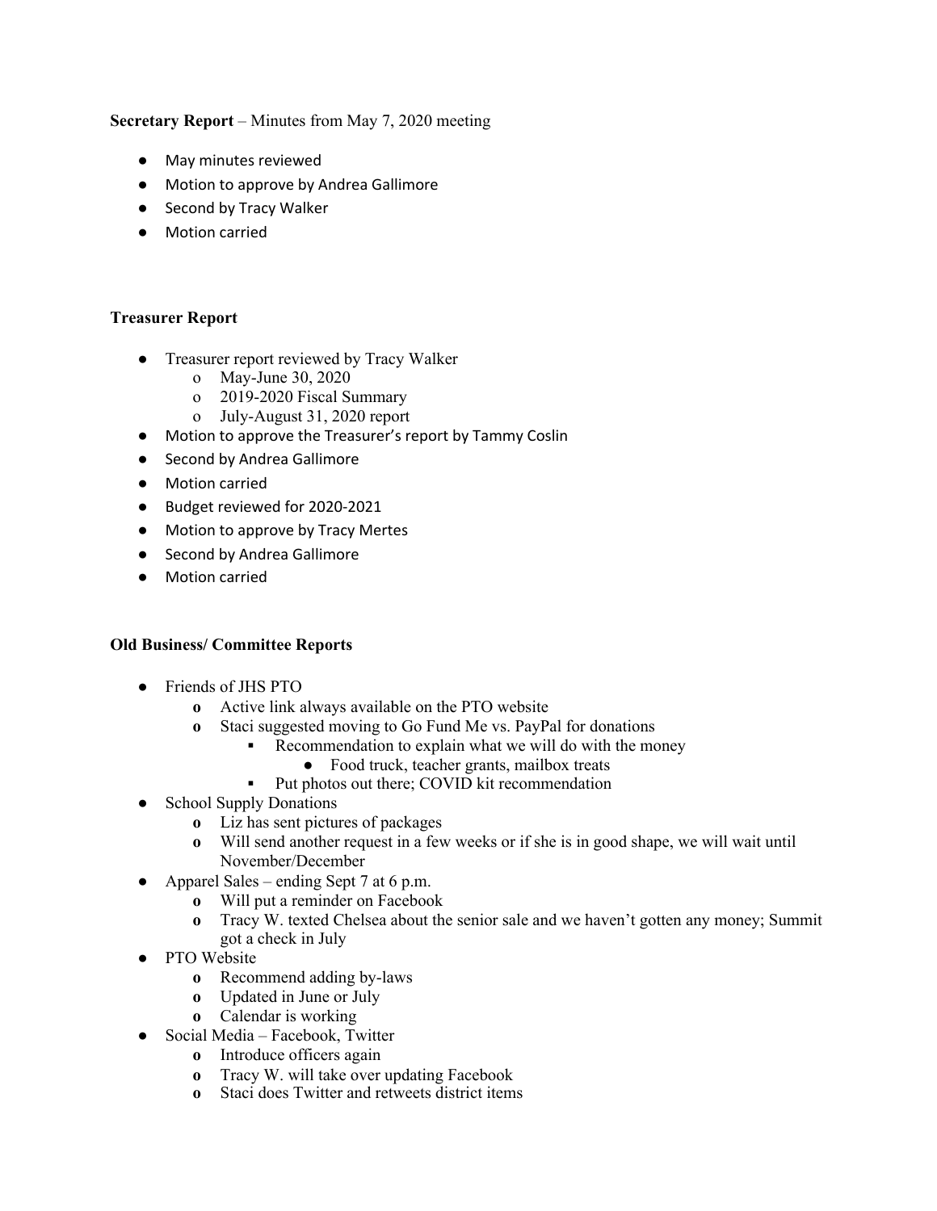**Secretary Report** – Minutes from May 7, 2020 meeting

- May minutes reviewed
- Motion to approve by Andrea Gallimore
- Second by Tracy Walker
- Motion carried

**Treasurer Report**

- Treasurer report reviewed by Tracy Walker
  - May-June 30, 2020
  - 2019-2020 Fiscal Summary
  - July-August 31, 2020 report
- Motion to approve the Treasurer's report by Tammy Coslin
- Second by Andrea Gallimore
- Motion carried
- Budget reviewed for 2020-2021
- Motion to approve by Tracy Mertes
- Second by Andrea Gallimore
- Motion carried

**Old Business/ Committee Reports**

- Friends of JHS PTO
  - Active link always available on the PTO website
  - Staci suggested moving to Go Fund Me vs. PayPal for donations
    - Recommendation to explain what we will do with the money
      - Food truck, teacher grants, mailbox treats
    - Put photos out there; COVID kit recommendation
- School Supply Donations
  - Liz has sent pictures of packages
  - Will send another request in a few weeks or if she is in good shape, we will wait until November/December
- Apparel Sales – ending Sept 7 at 6 p.m.
  - Will put a reminder on Facebook
  - Tracy W. texted Chelsea about the senior sale and we haven't gotten any money; Summit got a check in July
- PTO Website
  - Recommend adding by-laws
  - Updated in June or July
  - Calendar is working
- Social Media – Facebook, Twitter
  - Introduce officers again
  - Tracy W. will take over updating Facebook
  - Staci does Twitter and retweets district items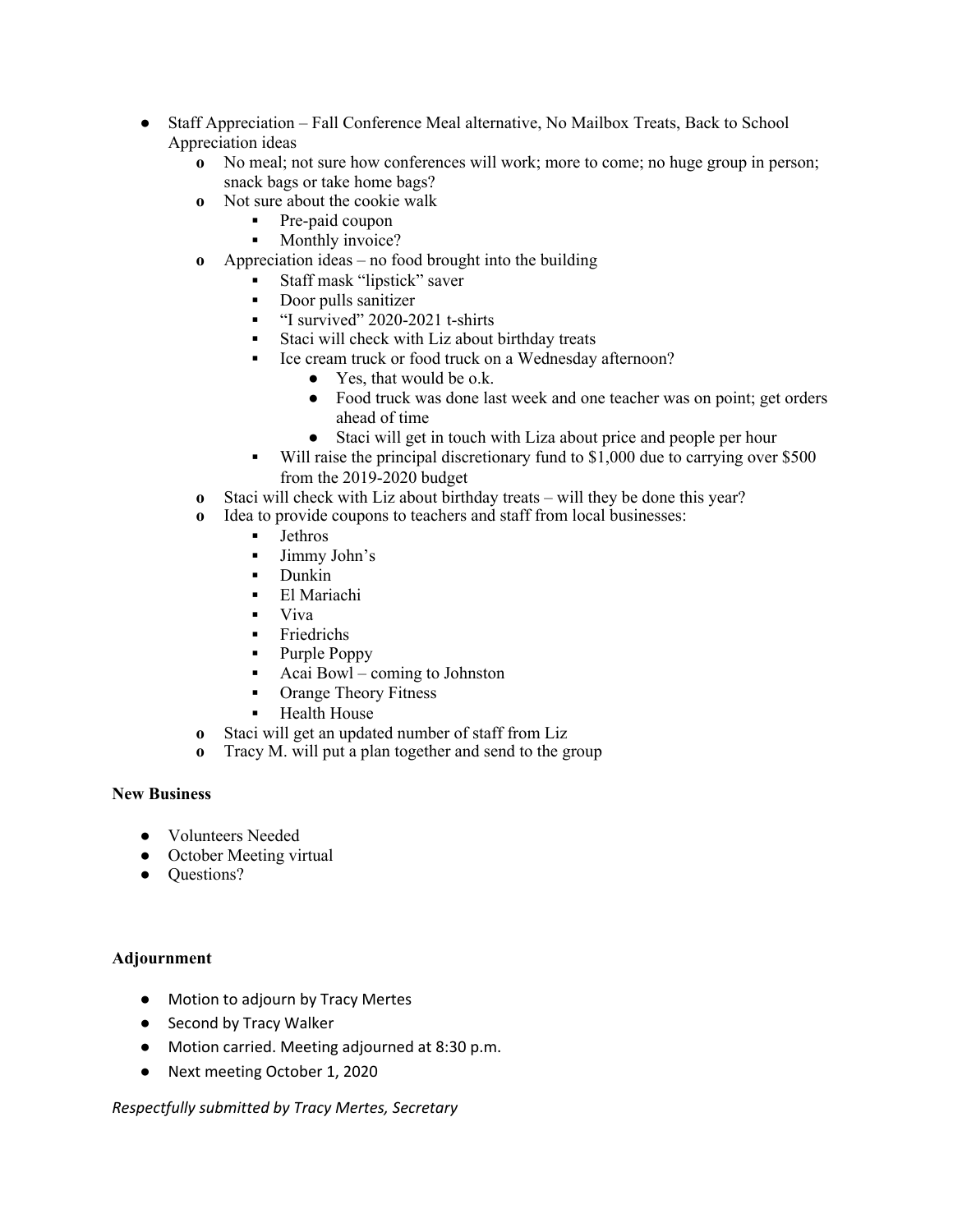- Staff Appreciation – Fall Conference Meal alternative, No Mailbox Treats, Back to School Appreciation ideas
  - No meal; not sure how conferences will work; more to come; no huge group in person; snack bags or take home bags?
  - Not sure about the cookie walk
    - Pre-paid coupon
    - Monthly invoice?
  - Appreciation ideas – no food brought into the building
    - Staff mask "lipstick" saver
    - Door pulls sanitizer
    - "I survived" 2020-2021 t-shirts
    - Staci will check with Liz about birthday treats
    - Ice cream truck or food truck on a Wednesday afternoon?
      - Yes, that would be o.k.
      - Food truck was done last week and one teacher was on point; get orders ahead of time
      - Staci will get in touch with Liza about price and people per hour
    - Will raise the principal discretionary fund to $1,000 due to carrying over $500 from the 2019-2020 budget
  - Staci will check with Liz about birthday treats – will they be done this year?
  - Idea to provide coupons to teachers and staff from local businesses:
    - Jethros
    - Jimmy John's
    - Dunkin
    - El Mariachi
    - Viva
    - Friedrichs
    - Purple Poppy
    - Acai Bowl – coming to Johnston
    - Orange Theory Fitness
    - Health House
  - Staci will get an updated number of staff from Liz
  - Tracy M. will put a plan together and send to the group

**New Business**

- Volunteers Needed
- October Meeting virtual
- Questions?

**Adjournment**

- Motion to adjourn by Tracy Mertes
- Second by Tracy Walker
- Motion carried. Meeting adjourned at 8:30 p.m.
- Next meeting October 1, 2020

*Respectfully submitted by Tracy Mertes, Secretary*